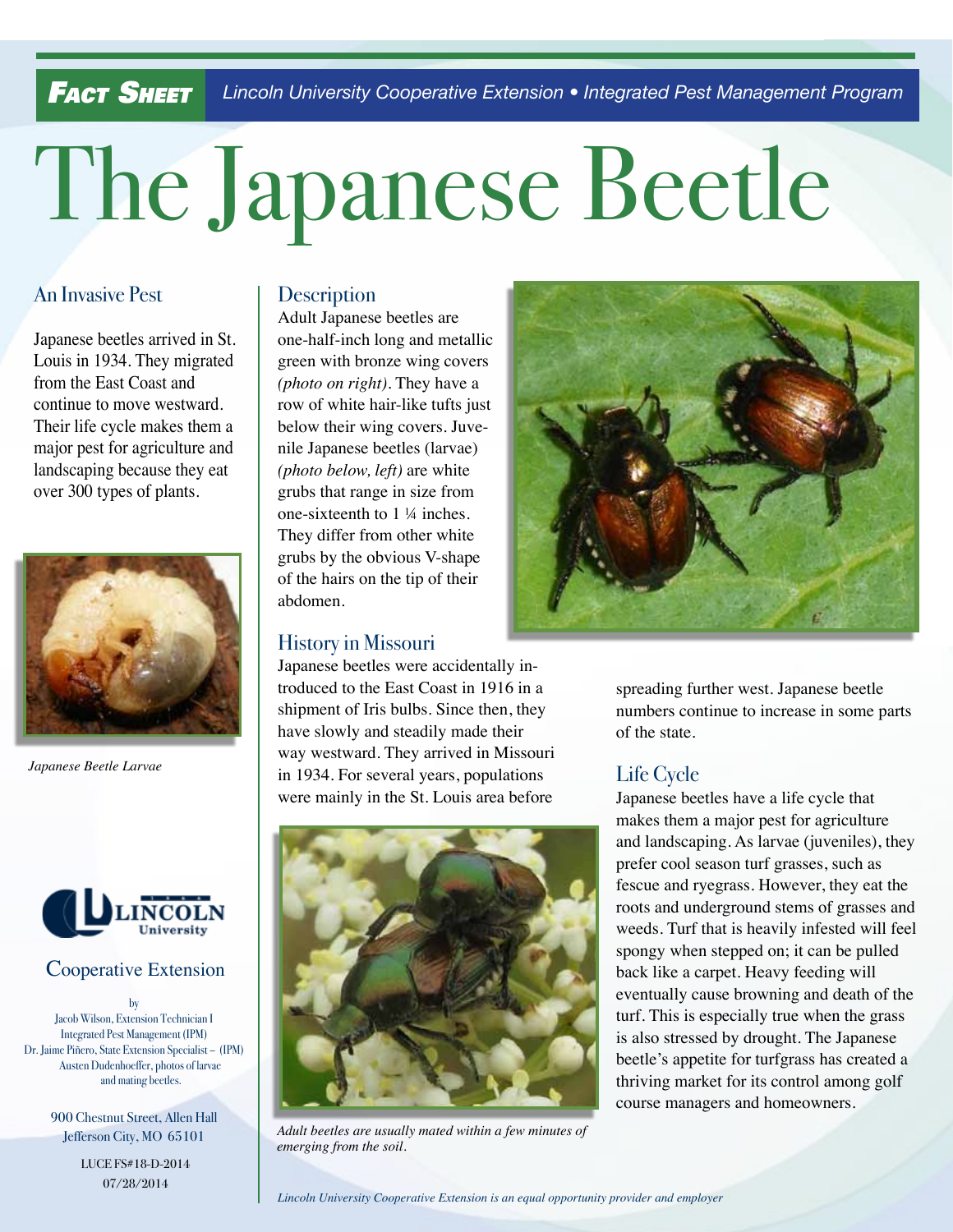**FACT SHEET** *Lincoln University Cooperative Extension • Integrated Pest Management Program*

# The Japanese Beetle

## An Invasive Pest

Japanese beetles arrived in St. Louis in 1934. They migrated from the East Coast and continue to move westward. Their life cycle makes them a major pest for agriculture and landscaping because they eat over 300 types of plants.

*Japanese Beetle Larvae*

## Description

Adult Japanese beetles are one-half-inch long and metallic green with bronze wing covers *(photo on right)*. They have a row of white hair-like tufts just below their wing covers. Juvenile Japanese beetles (larvae) *(photo below, left)* are white grubs that range in size from one-sixteenth to 1 ¼ inches. They differ from other white grubs by the obvious V-shape of the hairs on the tip of their abdomen.

## History in Missouri

Japanese beetles were accidentally introduced to the East Coast in 1916 in a shipment of Iris bulbs. Since then, they have slowly and steadily made their way westward. They arrived in Missouri in 1934. For several years, populations were mainly in the St. Louis area before spreading further west. Japanese beetle numbers continue to increase in some parts of the state.

*Adult beetles are usually mated within a few minutes of emerging from the soil.*

## Life Cycle

Japanese beetles have a life cycle that makes them a major pest for agriculture and landscaping. As larvae (juveniles), they prefer cool season turf grasses, such as fescue and ryegrass. However, they eat the roots and underground stems of grasses and weeds. Turf that is heavily infested will feel spongy when stepped on; it can be pulled back like a carpet. Heavy feeding will eventually cause browning and death of the turf. This is especially true when the grass is also stressed by drought. The Japanese beetle's appetite for turfgrass has created a thriving market for its control among golf course managers and homeowners.

Lincoln University

Cooperative Extension

by
Jacob Wilson, Extension Technician I
Integrated Pest Management (IPM)
Dr. Jaime Piñero, State Extension Specialist – (IPM)
Austen Dudenhoeffer, photos of larvae and mating beetles.

900 Chestnut Street, Allen Hall
Jefferson City, MO 65101

LUCE FS#18-D-2014
07/28/2014

*Lincoln University Cooperative Extension is an equal opportunity provider and employer*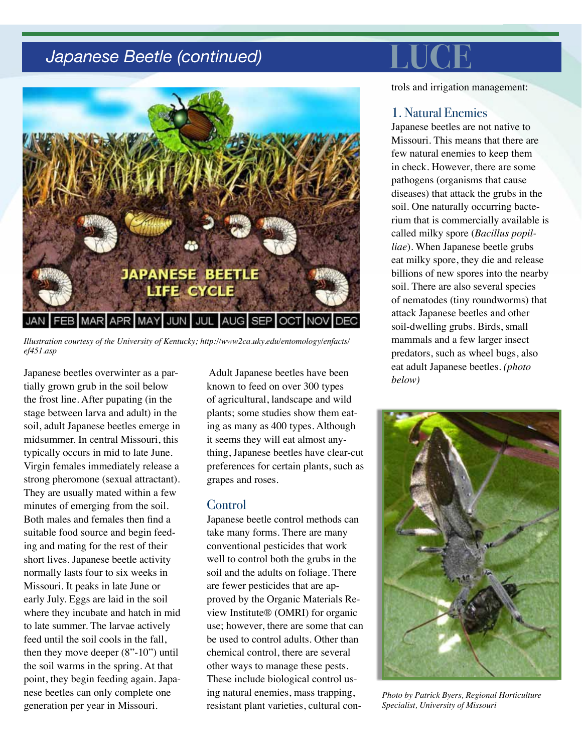## Japanese Beetle (continued)

*Illustration courtesy of the University of Kentucky; http://www2ca.uky.edu/entomology/enfacts/ef451.asp*

Japanese beetles overwinter as a partially grown grub in the soil below the frost line. After pupating (in the stage between larva and adult) in the soil, adult Japanese beetles emerge in midsummer. In central Missouri, this typically occurs in mid to late June. Virgin females immediately release a strong pheromone (sexual attractant). They are usually mated within a few minutes of emerging from the soil. Both males and females then find a suitable food source and begin feeding and mating for the rest of their short lives. Japanese beetle activity normally lasts four to six weeks in Missouri. It peaks in late June or early July. Eggs are laid in the soil where they incubate and hatch in mid to late summer. The larvae actively feed until the soil cools in the fall, then they move deeper (8"-10") until the soil warms in the spring. At that point, they begin feeding again. Japanese beetles can only complete one generation per year in Missouri.

Adult Japanese beetles have been known to feed on over 300 types of agricultural, landscape and wild plants; some studies show them eating as many as 400 types. Although it seems they will eat almost anything, Japanese beetles have clear-cut preferences for certain plants, such as grapes and roses.

### Control

Japanese beetle control methods can take many forms. There are many conventional pesticides that work well to control both the grubs in the soil and the adults on foliage. There are fewer pesticides that are approved by the Organic Materials Review Institute® (OMRI) for organic use; however, there are some that can be used to control adults. Other than chemical control, there are several other ways to manage these pests. These include biological control using natural enemies, mass trapping, resistant plant varieties, cultural controls and irrigation management:

### 1. Natural Enemies

Japanese beetles are not native to Missouri. This means that there are few natural enemies to keep them in check. However, there are some pathogens (organisms that cause diseases) that attack the grubs in the soil. One naturally occurring bacterium that is commercially available is called milky spore (*Bacillus popilliae*). When Japanese beetle grubs eat milky spore, they die and release billions of new spores into the nearby soil. There are also several species of nematodes (tiny roundworms) that attack Japanese beetles and other soil-dwelling grubs. Birds, small mammals and a few larger insect predators, such as wheel bugs, also eat adult Japanese beetles. *(photo below)*

*Photo by Patrick Byers, Regional Horticulture Specialist, University of Missouri*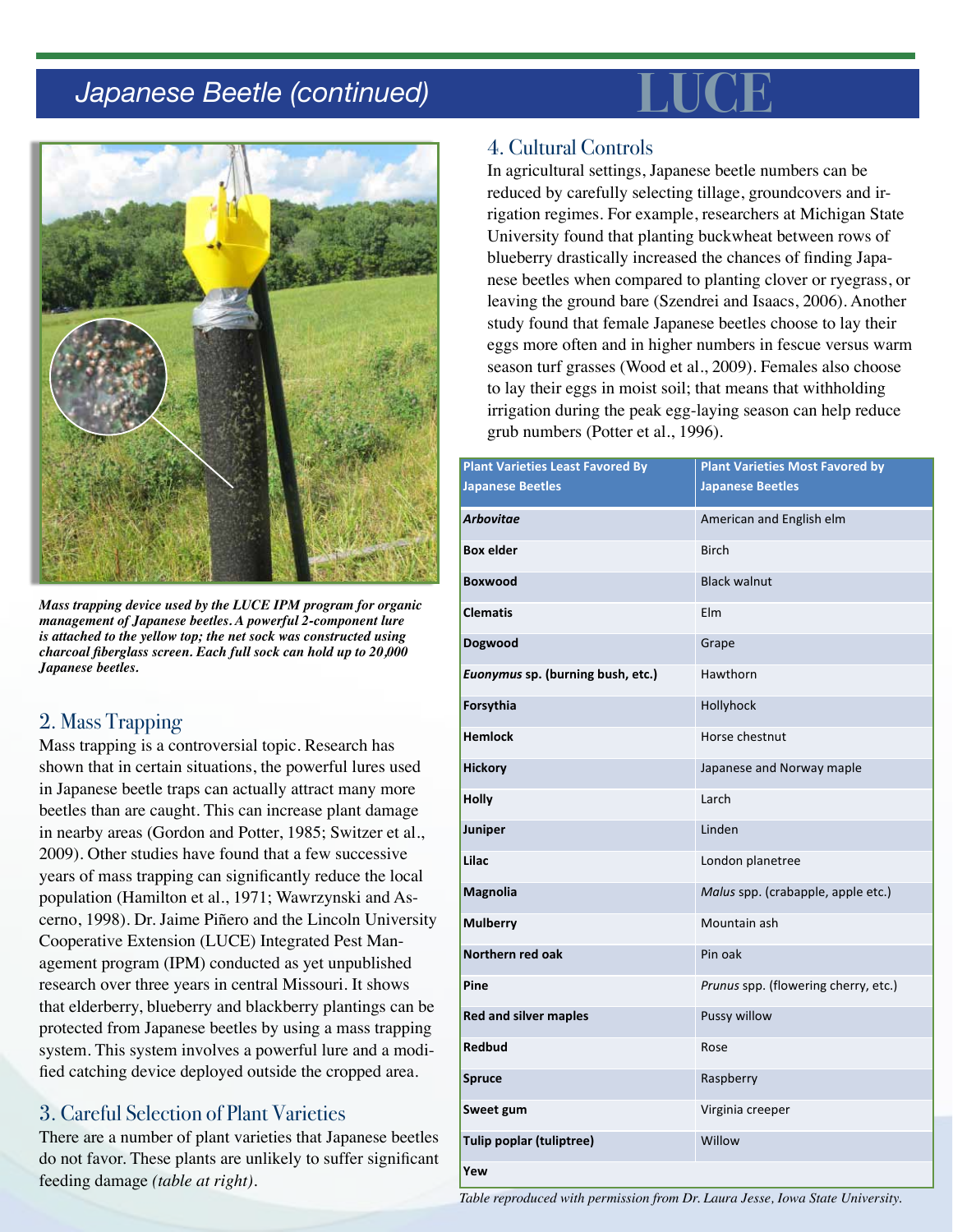# Japanese Beetle (continued)

*Mass trapping device used by the LUCE IPM program for organic management of Japanese beetles. A powerful 2-component lure is attached to the yellow top; the net sock was constructed using charcoal fiberglass screen. Each full sock can hold up to 20,000 Japanese beetles.*

## 2. Mass Trapping

Mass trapping is a controversial topic. Research has shown that in certain situations, the powerful lures used in Japanese beetle traps can actually attract many more beetles than are caught. This can increase plant damage in nearby areas (Gordon and Potter, 1985; Switzer et al., 2009). Other studies have found that a few successive years of mass trapping can significantly reduce the local population (Hamilton et al., 1971; Wawrzynski and Ascerno, 1998). Dr. Jaime Piñero and the Lincoln University Cooperative Extension (LUCE) Integrated Pest Management program (IPM) conducted as yet unpublished research over three years in central Missouri. It shows that elderberry, blueberry and blackberry plantings can be protected from Japanese beetles by using a mass trapping system. This system involves a powerful lure and a modified catching device deployed outside the cropped area.

## 3. Careful Selection of Plant Varieties

There are a number of plant varieties that Japanese beetles do not favor. These plants are unlikely to suffer significant feeding damage *(table at right)*.

## 4. Cultural Controls

In agricultural settings, Japanese beetle numbers can be reduced by carefully selecting tillage, groundcovers and irrigation regimes. For example, researchers at Michigan State University found that planting buckwheat between rows of blueberry drastically increased the chances of finding Japanese beetles when compared to planting clover or ryegrass, or leaving the ground bare (Szendrei and Isaacs, 2006). Another study found that female Japanese beetles choose to lay their eggs more often and in higher numbers in fescue versus warm season turf grasses (Wood et al., 2009). Females also choose to lay their eggs in moist soil; that means that withholding irrigation during the peak egg-laying season can help reduce grub numbers (Potter et al., 1996).

| Plant Varieties Least Favored By Japanese Beetles | Plant Varieties Most Favored by Japanese Beetles |
|---|---|
| ***Arbovitae*** | American and English elm |
| **Box elder** | Birch |
| **Boxwood** | Black walnut |
| **Clematis** | Elm |
| **Dogwood** | Grape |
| ***Euonymus* sp. (burning bush, etc.)** | Hawthorn |
| **Forsythia** | Hollyhock |
| **Hemlock** | Horse chestnut |
| **Hickory** | Japanese and Norway maple |
| **Holly** | Larch |
| **Juniper** | Linden |
| **Lilac** | London planetree |
| **Magnolia** | *Malus* spp. (crabapple, apple etc.) |
| **Mulberry** | Mountain ash |
| **Northern red oak** | Pin oak |
| **Pine** | *Prunus* spp. (flowering cherry, etc.) |
| **Red and silver maples** | Pussy willow |
| **Redbud** | Rose |
| **Spruce** | Raspberry |
| **Sweet gum** | Virginia creeper |
| **Tulip poplar (tuliptree)** | Willow |
| **Yew** | |

*Table reproduced with permission from Dr. Laura Jesse, Iowa State University.*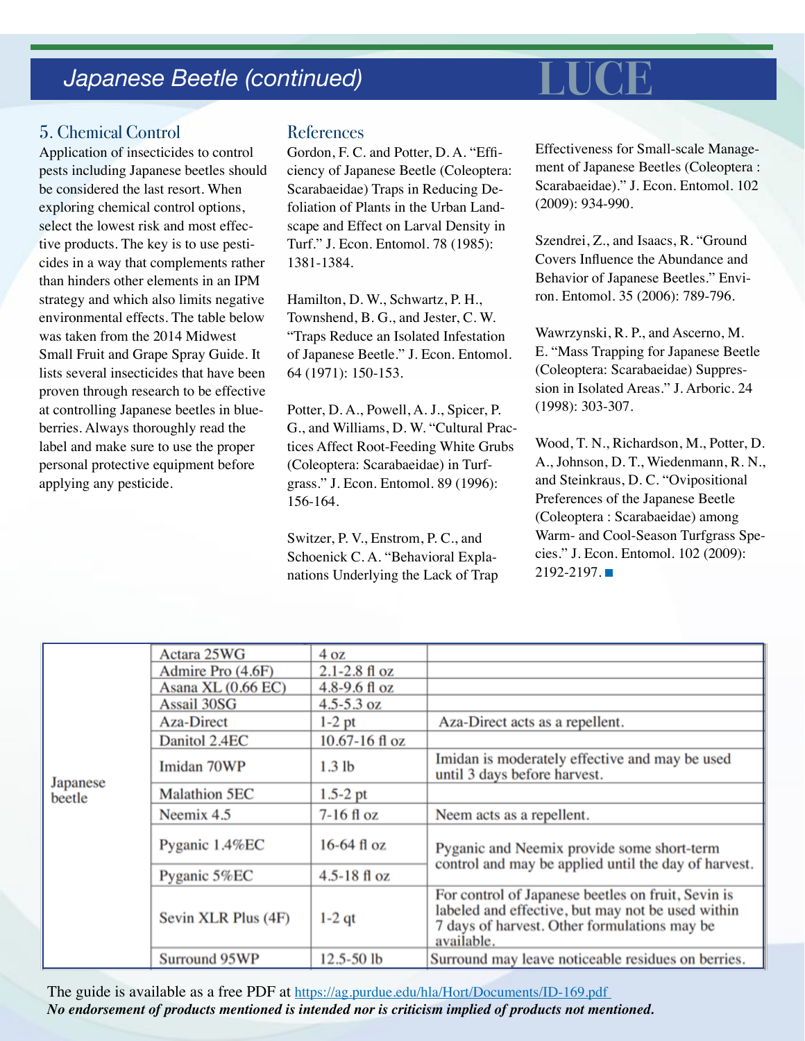# Japanese Beetle (continued)

## 5. Chemical Control

Application of insecticides to control pests including Japanese beetles should be considered the last resort. When exploring chemical control options, select the lowest risk and most effective products. The key is to use pesticides in a way that complements rather than hinders other elements in an IPM strategy and which also limits negative environmental effects. The table below was taken from the 2014 Midwest Small Fruit and Grape Spray Guide. It lists several insecticides that have been proven through research to be effective at controlling Japanese beetles in blueberries. Always thoroughly read the label and make sure to use the proper personal protective equipment before applying any pesticide.

## References

Gordon, F. C. and Potter, D. A. "Efficiency of Japanese Beetle (Coleoptera: Scarabaeidae) Traps in Reducing Defoliation of Plants in the Urban Landscape and Effect on Larval Density in Turf." J. Econ. Entomol. 78 (1985): 1381-1384.

Hamilton, D. W., Schwartz, P. H., Townshend, B. G., and Jester, C. W. "Traps Reduce an Isolated Infestation of Japanese Beetle." J. Econ. Entomol. 64 (1971): 150-153.

Potter, D. A., Powell, A. J., Spicer, P. G., and Williams, D. W. "Cultural Practices Affect Root-Feeding White Grubs (Coleoptera: Scarabaeidae) in Turfgrass." J. Econ. Entomol. 89 (1996): 156-164.

Switzer, P. V., Enstrom, P. C., and Schoenick C. A. "Behavioral Explanations Underlying the Lack of Trap Effectiveness for Small-scale Management of Japanese Beetles (Coleoptera : Scarabaeidae)." J. Econ. Entomol. 102 (2009): 934-990.

Szendrei, Z., and Isaacs, R. "Ground Covers Influence the Abundance and Behavior of Japanese Beetles." Environ. Entomol. 35 (2006): 789-796.

Wawrzynski, R. P., and Ascerno, M. E. "Mass Trapping for Japanese Beetle (Coleoptera: Scarabaeidae) Suppression in Isolated Areas." J. Arboric. 24 (1998): 303-307.

Wood, T. N., Richardson, M., Potter, D. A., Johnson, D. T., Wiedenmann, R. N., and Steinkraus, D. C. "Ovipositional Preferences of the Japanese Beetle (Coleoptera : Scarabaeidae) among Warm- and Cool-Season Turfgrass Species." J. Econ. Entomol. 102 (2009): 2192-2197.

| | | | |
|---|---|---|---|
| Japanese beetle | Actara 25WG | 4 oz | |
| | Admire Pro (4.6F) | 2.1-2.8 fl oz | |
| | Asana XL (0.66 EC) | 4.8-9.6 fl oz | |
| | Assail 30SG | 4.5-5.3 oz | |
| | Aza-Direct | 1-2 pt | Aza-Direct acts as a repellent. |
| | Danitol 2.4EC | 10.67-16 fl oz | |
| | Imidan 70WP | 1.3 lb | Imidan is moderately effective and may be used until 3 days before harvest. |
| | Malathion 5EC | 1.5-2 pt | |
| | Neemix 4.5 | 7-16 fl oz | Neem acts as a repellent. |
| | Pyganic 1.4%EC | 16-64 fl oz | Pyganic and Neemix provide some short-term control and may be applied until the day of harvest. |
| | Pyganic 5%EC | 4.5-18 fl oz | |
| | Sevin XLR Plus (4F) | 1-2 qt | For control of Japanese beetles on fruit, Sevin is labeled and effective, but may not be used within 7 days of harvest. Other formulations may be available. |
| | Surround 95WP | 12.5-50 lb | Surround may leave noticeable residues on berries. |

The guide is available as a free PDF at https://ag.purdue.edu/hla/Hort/Documents/ID-169.pdf

***No endorsement of products mentioned is intended nor is criticism implied of products not mentioned.***